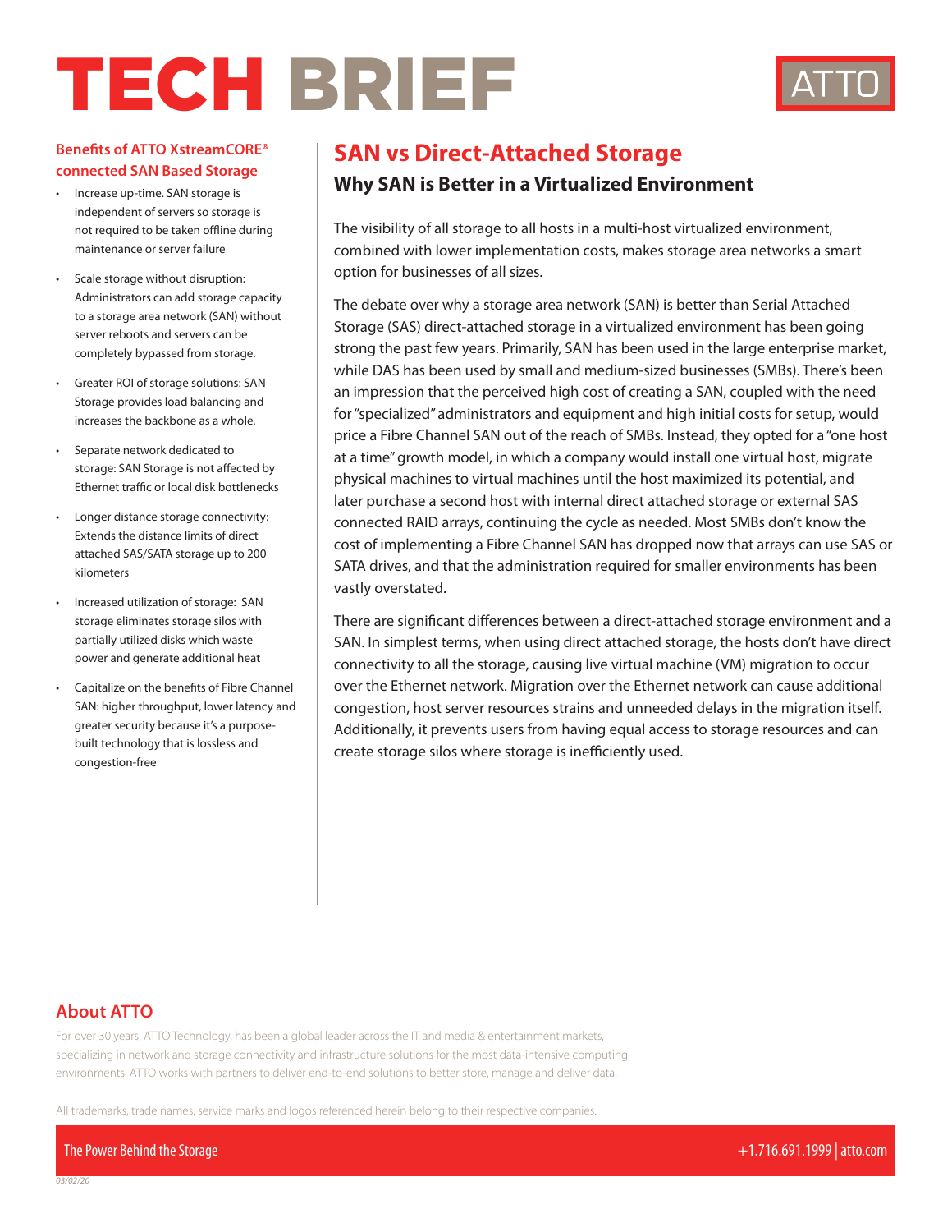# TECH BRIEF

## SAN vs Direct-Attached Storage

### Why SAN is Better in a Virtualized Environment

The visibility of all storage to all hosts in a multi-host virtualized environment, combined with lower implementation costs, makes storage area networks a smart option for businesses of all sizes.

The debate over why a storage area network (SAN) is better than Serial Attached Storage (SAS) direct-attached storage in a virtualized environment has been going strong the past few years. Primarily, SAN has been used in the large enterprise market, while DAS has been used by small and medium-sized businesses (SMBs). There's been an impression that the perceived high cost of creating a SAN, coupled with the need for "specialized" administrators and equipment and high initial costs for setup, would price a Fibre Channel SAN out of the reach of SMBs. Instead, they opted for a "one host at a time" growth model, in which a company would install one virtual host, migrate physical machines to virtual machines until the host maximized its potential, and later purchase a second host with internal direct attached storage or external SAS connected RAID arrays, continuing the cycle as needed. Most SMBs don't know the cost of implementing a Fibre Channel SAN has dropped now that arrays can use SAS or SATA drives, and that the administration required for smaller environments has been vastly overstated.

There are significant differences between a direct-attached storage environment and a SAN. In simplest terms, when using direct attached storage, the hosts don't have direct connectivity to all the storage, causing live virtual machine (VM) migration to occur over the Ethernet network. Migration over the Ethernet network can cause additional congestion, host server resources strains and unneeded delays in the migration itself. Additionally, it prevents users from having equal access to storage resources and can create storage silos where storage is inefficiently used.

### Benefits of ATTO XstreamCORE® connected SAN Based Storage

- Increase up-time. SAN storage is independent of servers so storage is not required to be taken offline during maintenance or server failure
- Scale storage without disruption: Administrators can add storage capacity to a storage area network (SAN) without server reboots and servers can be completely bypassed from storage.
- Greater ROI of storage solutions: SAN Storage provides load balancing and increases the backbone as a whole.
- Separate network dedicated to storage: SAN Storage is not affected by Ethernet traffic or local disk bottlenecks
- Longer distance storage connectivity: Extends the distance limits of direct attached SAS/SATA storage up to 200 kilometers
- Increased utilization of storage: SAN storage eliminates storage silos with partially utilized disks which waste power and generate additional heat
- Capitalize on the benefits of Fibre Channel SAN: higher throughput, lower latency and greater security because it's a purpose-built technology that is lossless and congestion-free

## About ATTO

For over 30 years, ATTO Technology, has been a global leader across the IT and media & entertainment markets, specializing in network and storage connectivity and infrastructure solutions for the most data-intensive computing environments. ATTO works with partners to deliver end-to-end solutions to better store, manage and deliver data.

All trademarks, trade names, service marks and logos referenced herein belong to their respective companies.

The Power Behind the Storage

+1.716.691.1999 | atto.com

03/02/20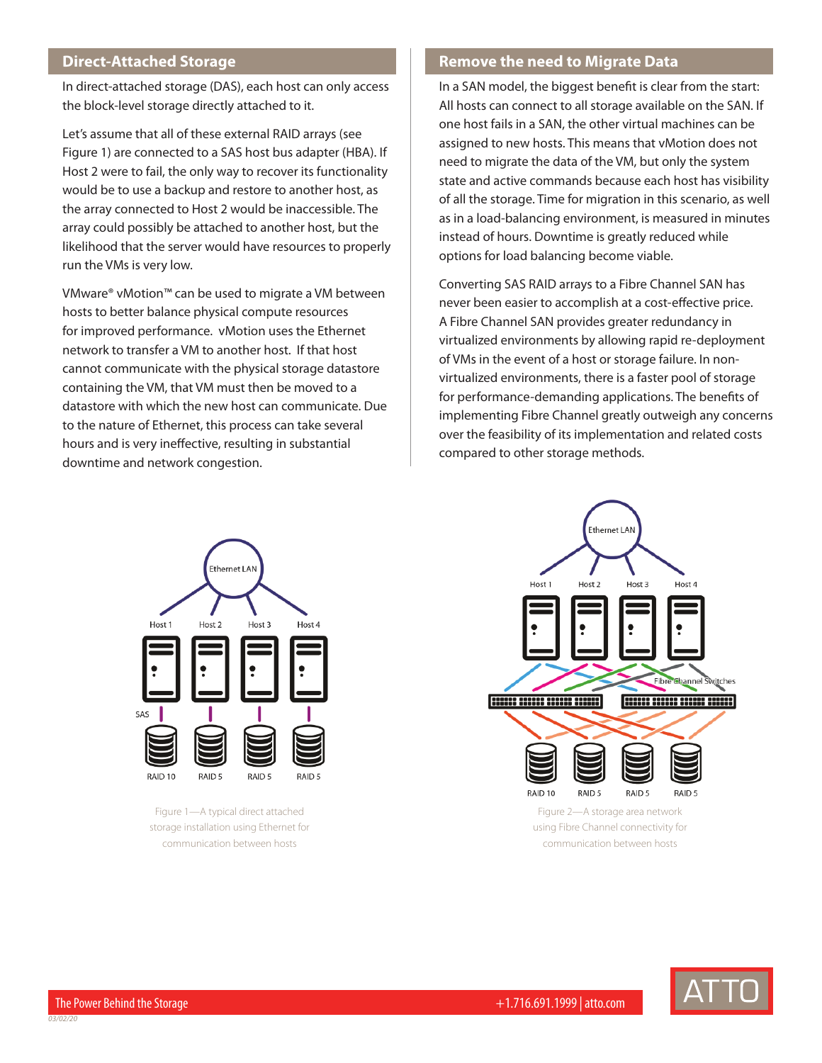## Direct-Attached Storage

In direct-attached storage (DAS), each host can only access the block-level storage directly attached to it.

Let's assume that all of these external RAID arrays (see Figure 1) are connected to a SAS host bus adapter (HBA). If Host 2 were to fail, the only way to recover its functionality would be to use a backup and restore to another host, as the array connected to Host 2 would be inaccessible. The array could possibly be attached to another host, but the likelihood that the server would have resources to properly run the VMs is very low.

VMware® vMotion™ can be used to migrate a VM between hosts to better balance physical compute resources for improved performance. vMotion uses the Ethernet network to transfer a VM to another host. If that host cannot communicate with the physical storage datastore containing the VM, that VM must then be moved to a datastore with which the new host can communicate. Due to the nature of Ethernet, this process can take several hours and is very ineffective, resulting in substantial downtime and network congestion.

## Remove the need to Migrate Data

In a SAN model, the biggest benefit is clear from the start: All hosts can connect to all storage available on the SAN. If one host fails in a SAN, the other virtual machines can be assigned to new hosts. This means that vMotion does not need to migrate the data of the VM, but only the system state and active commands because each host has visibility of all the storage. Time for migration in this scenario, as well as in a load-balancing environment, is measured in minutes instead of hours. Downtime is greatly reduced while options for load balancing become viable.

Converting SAS RAID arrays to a Fibre Channel SAN has never been easier to accomplish at a cost-effective price. A Fibre Channel SAN provides greater redundancy in virtualized environments by allowing rapid re-deployment of VMs in the event of a host or storage failure. In non-virtualized environments, there is a faster pool of storage for performance-demanding applications. The benefits of implementing Fibre Channel greatly outweigh any concerns over the feasibility of its implementation and related costs compared to other storage methods.

Ethernet LAN

Host 1 Host 2 Host 3 Host 4

SAS

RAID 10 RAID 5 RAID 5 RAID 5

Figure 1—A typical direct attached storage installation using Ethernet for communication between hosts

Ethernet LAN

Host 1 Host 2 Host 3 Host 4

Fibre Channel Switches

RAID 10 RAID 5 RAID 5 RAID 5

Figure 2—A storage area network using Fibre Channel connectivity for communication between hosts

The Power Behind the Storage

+1.716.691.1999 | atto.com

ATTO

03/02/20